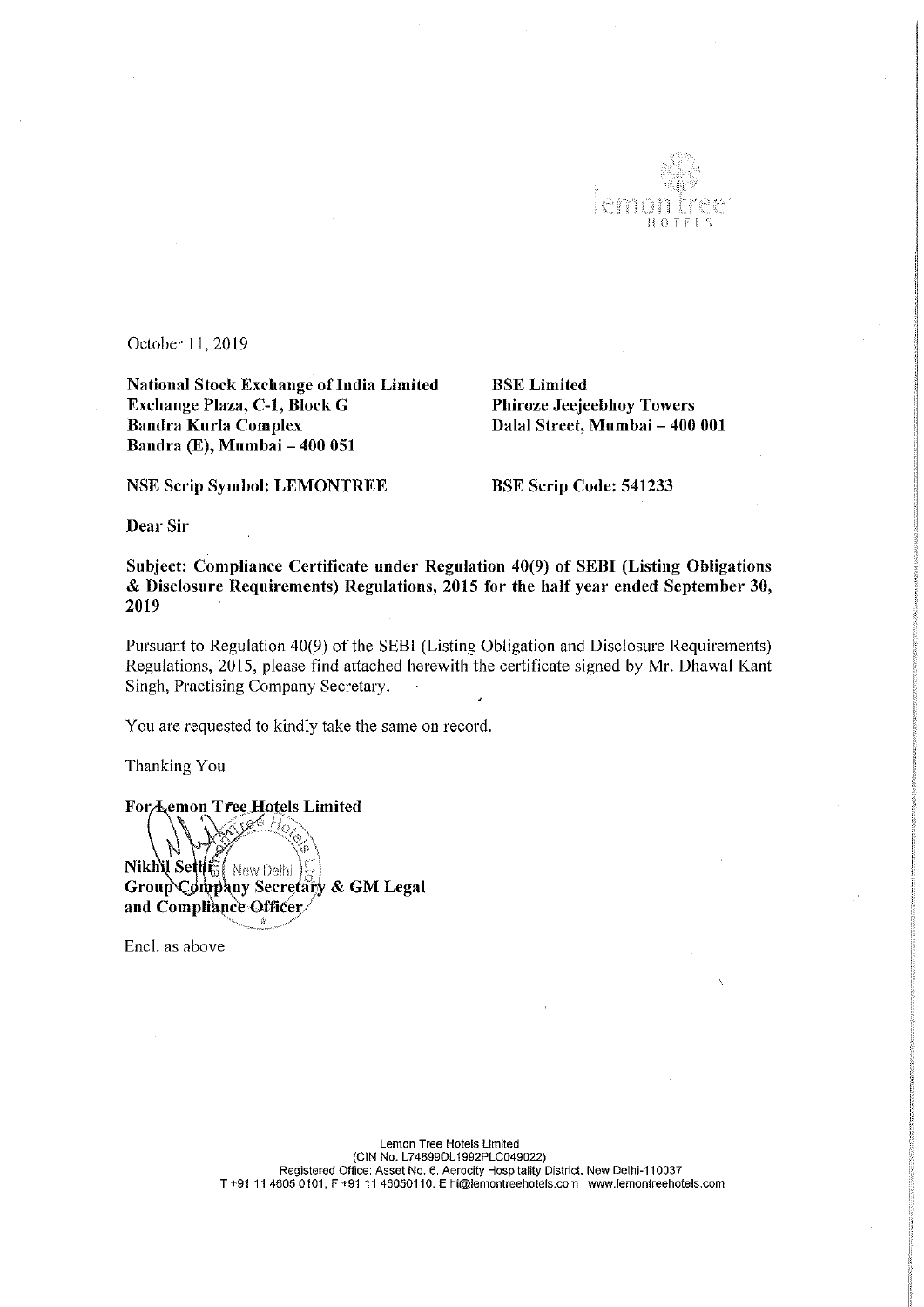October 11, 2019

**National Stock Exchange of India Limited**
**Exchange Plaza, C-1, Block G**
**Bandra Kurla Complex**
**Bandra (E), Mumbai – 400 051**

**BSE Limited**
**Phiroze Jeejeebhoy Towers**
**Dalal Street, Mumbai – 400 001**

**NSE Scrip Symbol: LEMONTREE**

**BSE Scrip Code: 541233**

**Dear Sir**

**Subject: Compliance Certificate under Regulation 40(9) of SEBI (Listing Obligations & Disclosure Requirements) Regulations, 2015 for the half year ended September 30, 2019**

Pursuant to Regulation 40(9) of the SEBI (Listing Obligation and Disclosure Requirements) Regulations, 2015, please find attached herewith the certificate signed by Mr. Dhawal Kant Singh, Practising Company Secretary.

You are requested to kindly take the same on record.

Thanking You

**For Lemon Tree Hotels Limited**

**Nikhil Sethi**
**Group Company Secretary & GM Legal and Compliance Officer**

Encl. as above

Lemon Tree Hotels Limited
(CIN No. L74899DL1992PLC049022)
Registered Office: Asset No. 6, Aerocity Hospitality District, New Delhi-110037
T +91 11 4605 0101, F +91 11 46050110. E hi@lemontreehotels.com www.lemontreehotels.com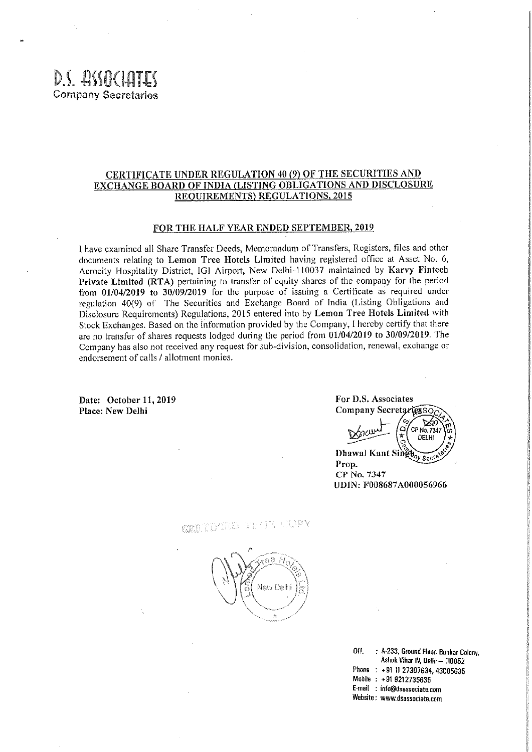# D.S. ASSOCIATES
Company Secretaries

## CERTIFICATE UNDER REGULATION 40 (9) OF THE SECURITIES AND EXCHANGE BOARD OF INDIA (LISTING OBLIGATIONS AND DISCLOSURE REQUIREMENTS) REGULATIONS, 2015

### FOR THE HALF YEAR ENDED SEPTEMBER, 2019

I have examined all Share Transfer Deeds, Memorandum of Transfers, Registers, files and other documents relating to **Lemon Tree Hotels Limited** having registered office at Asset No. 6, Aerocity Hospitality District, IGI Airport, New Delhi-110037 maintained by **Karvy Fintech Private Limited (RTA)** pertaining to transfer of equity shares of the company for the period from **01/04/2019 to 30/09/2019** for the purpose of issuing a Certificate as required under regulation 40(9) of The Securities and Exchange Board of India (Listing Obligations and Disclosure Requirements) Regulations, 2015 entered into by **Lemon Tree Hotels Limited** with Stock Exchanges. Based on the information provided by the Company, I hereby certify that there are no transfer of shares requests lodged during the period from **01/04/2019 to 30/09/2019**. The Company has also not received any request for sub-division, consolidation, renewal, exchange or endorsement of calls / allotment monies.

**Date: October 11, 2019**
**Place: New Delhi**

**For D.S. Associates**
**Company Secretaries**

**Dhawal Kant Singh**
**Prop.**
**CP No. 7347**
**UDIN: F008687A000056966**

CERTIFIED TRUE COPY

Off. : A-233, Ground Floor, Bunkar Colony, Ashok Vihar IV, Delhi – 110052
Phone : +91 11 27307634, 43085635
Mobile : +91 9212735635
E-mail : info@dsassociate.com
Website : www.dsassociate.com